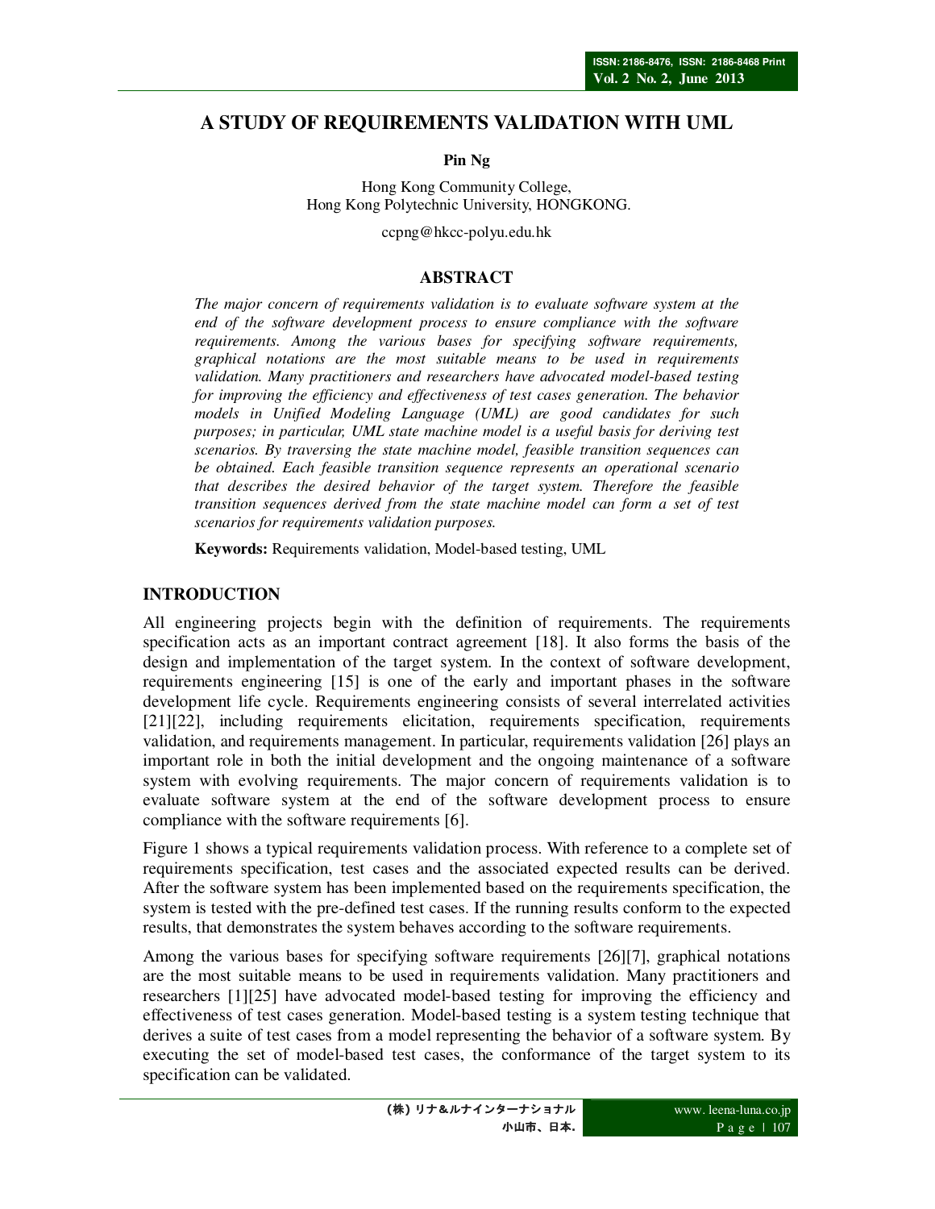# A STUDY OF REQUIREMENTS VALIDATION WITH UML

**Pin Ng**

Hong Kong Community College,
Hong Kong Polytechnic University, HONGKONG.

ccpng@hkcc-polyu.edu.hk

## ABSTRACT

*The major concern of requirements validation is to evaluate software system at the end of the software development process to ensure compliance with the software requirements. Among the various bases for specifying software requirements, graphical notations are the most suitable means to be used in requirements validation. Many practitioners and researchers have advocated model-based testing for improving the efficiency and effectiveness of test cases generation. The behavior models in Unified Modeling Language (UML) are good candidates for such purposes; in particular, UML state machine model is a useful basis for deriving test scenarios. By traversing the state machine model, feasible transition sequences can be obtained. Each feasible transition sequence represents an operational scenario that describes the desired behavior of the target system. Therefore the feasible transition sequences derived from the state machine model can form a set of test scenarios for requirements validation purposes.*

**Keywords:** Requirements validation, Model-based testing, UML

## INTRODUCTION

All engineering projects begin with the definition of requirements. The requirements specification acts as an important contract agreement [18]. It also forms the basis of the design and implementation of the target system. In the context of software development, requirements engineering [15] is one of the early and important phases in the software development life cycle. Requirements engineering consists of several interrelated activities [21][22], including requirements elicitation, requirements specification, requirements validation, and requirements management. In particular, requirements validation [26] plays an important role in both the initial development and the ongoing maintenance of a software system with evolving requirements. The major concern of requirements validation is to evaluate software system at the end of the software development process to ensure compliance with the software requirements [6].

Figure 1 shows a typical requirements validation process. With reference to a complete set of requirements specification, test cases and the associated expected results can be derived. After the software system has been implemented based on the requirements specification, the system is tested with the pre-defined test cases. If the running results conform to the expected results, that demonstrates the system behaves according to the software requirements.

Among the various bases for specifying software requirements [26][7], graphical notations are the most suitable means to be used in requirements validation. Many practitioners and researchers [1][25] have advocated model-based testing for improving the efficiency and effectiveness of test cases generation. Model-based testing is a system testing technique that derives a suite of test cases from a model representing the behavior of a software system. By executing the set of model-based test cases, the conformance of the target system to its specification can be validated.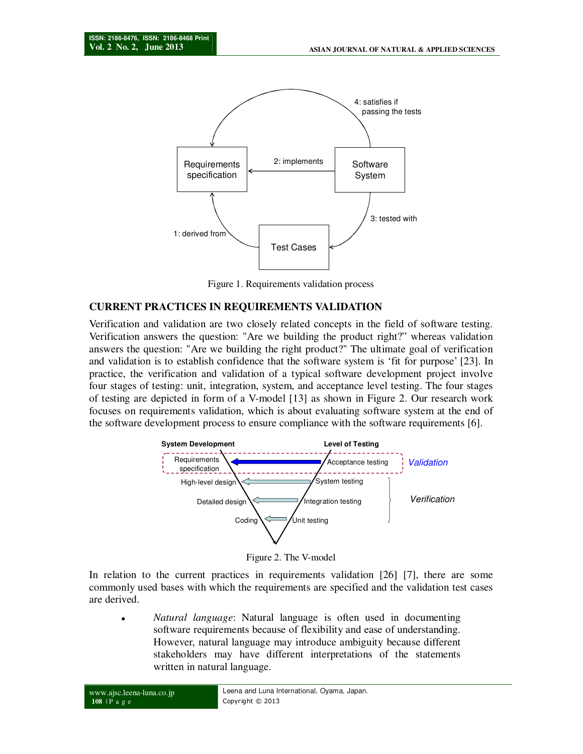Figure 1. Requirements validation process

## CURRENT PRACTICES IN REQUIREMENTS VALIDATION

Verification and validation are two closely related concepts in the field of software testing. Verification answers the question: "Are we building the product right?" whereas validation answers the question: "Are we building the right product?" The ultimate goal of verification and validation is to establish confidence that the software system is 'fit for purpose' [23]. In practice, the verification and validation of a typical software development project involve four stages of testing: unit, integration, system, and acceptance level testing. The four stages of testing are depicted in form of a V-model [13] as shown in Figure 2. Our research work focuses on requirements validation, which is about evaluating software system at the end of the software development process to ensure compliance with the software requirements [6].

Figure 2. The V-model

In relation to the current practices in requirements validation [26] [7], there are some commonly used bases with which the requirements are specified and the validation test cases are derived.

- *Natural language*: Natural language is often used in documenting software requirements because of flexibility and ease of understanding. However, natural language may introduce ambiguity because different stakeholders may have different interpretations of the statements written in natural language.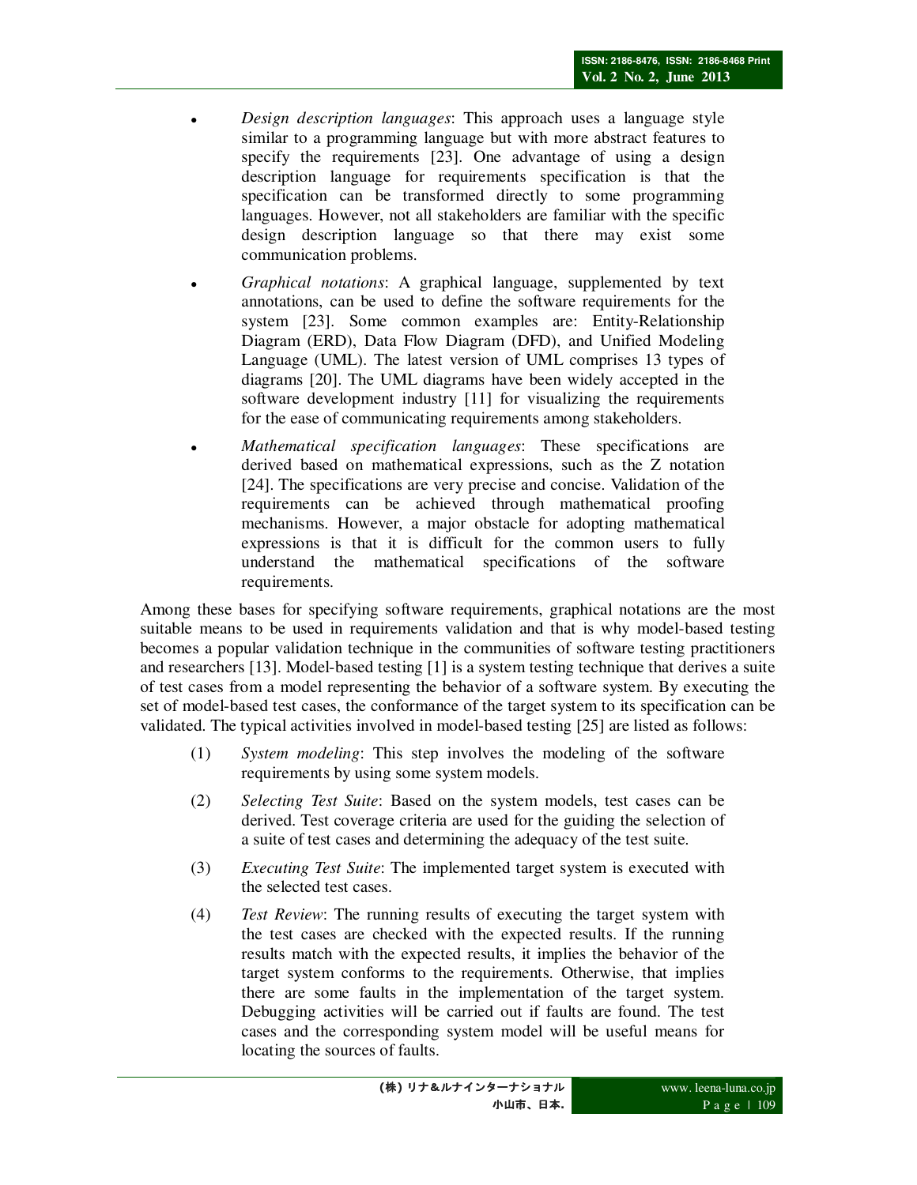- *Design description languages*: This approach uses a language style similar to a programming language but with more abstract features to specify the requirements [23]. One advantage of using a design description language for requirements specification is that the specification can be transformed directly to some programming languages. However, not all stakeholders are familiar with the specific design description language so that there may exist some communication problems.
- *Graphical notations*: A graphical language, supplemented by text annotations, can be used to define the software requirements for the system [23]. Some common examples are: Entity-Relationship Diagram (ERD), Data Flow Diagram (DFD), and Unified Modeling Language (UML). The latest version of UML comprises 13 types of diagrams [20]. The UML diagrams have been widely accepted in the software development industry [11] for visualizing the requirements for the ease of communicating requirements among stakeholders.
- *Mathematical specification languages*: These specifications are derived based on mathematical expressions, such as the Z notation [24]. The specifications are very precise and concise. Validation of the requirements can be achieved through mathematical proofing mechanisms. However, a major obstacle for adopting mathematical expressions is that it is difficult for the common users to fully understand the mathematical specifications of the software requirements.

Among these bases for specifying software requirements, graphical notations are the most suitable means to be used in requirements validation and that is why model-based testing becomes a popular validation technique in the communities of software testing practitioners and researchers [13]. Model-based testing [1] is a system testing technique that derives a suite of test cases from a model representing the behavior of a software system. By executing the set of model-based test cases, the conformance of the target system to its specification can be validated. The typical activities involved in model-based testing [25] are listed as follows:

(1) *System modeling*: This step involves the modeling of the software requirements by using some system models.

(2) *Selecting Test Suite*: Based on the system models, test cases can be derived. Test coverage criteria are used for the guiding the selection of a suite of test cases and determining the adequacy of the test suite.

(3) *Executing Test Suite*: The implemented target system is executed with the selected test cases.

(4) *Test Review*: The running results of executing the target system with the test cases are checked with the expected results. If the running results match with the expected results, it implies the behavior of the target system conforms to the requirements. Otherwise, that implies there are some faults in the implementation of the target system. Debugging activities will be carried out if faults are found. The test cases and the corresponding system model will be useful means for locating the sources of faults.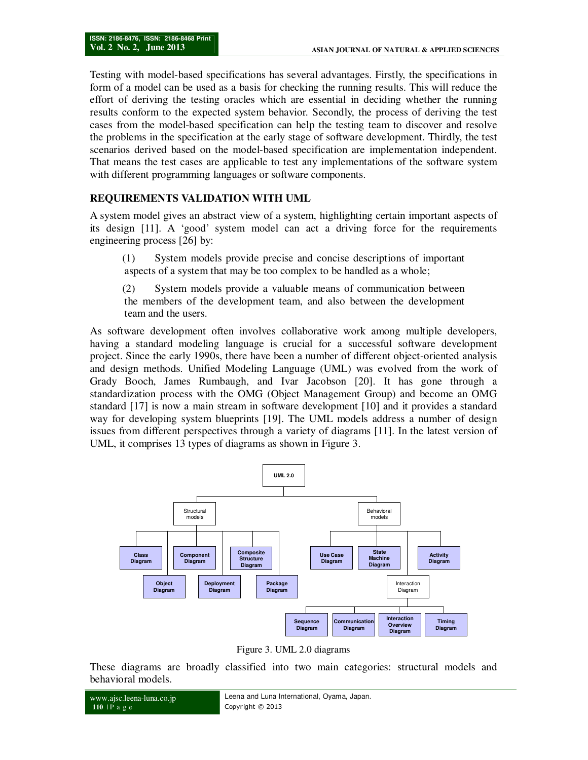Testing with model-based specifications has several advantages. Firstly, the specifications in form of a model can be used as a basis for checking the running results. This will reduce the effort of deriving the testing oracles which are essential in deciding whether the running results conform to the expected system behavior. Secondly, the process of deriving the test cases from the model-based specification can help the testing team to discover and resolve the problems in the specification at the early stage of software development. Thirdly, the test scenarios derived based on the model-based specification are implementation independent. That means the test cases are applicable to test any implementations of the software system with different programming languages or software components.

## REQUIREMENTS VALIDATION WITH UML

A system model gives an abstract view of a system, highlighting certain important aspects of its design [11]. A 'good' system model can act a driving force for the requirements engineering process [26] by:

(1) System models provide precise and concise descriptions of important aspects of a system that may be too complex to be handled as a whole;

(2) System models provide a valuable means of communication between the members of the development team, and also between the development team and the users.

As software development often involves collaborative work among multiple developers, having a standard modeling language is crucial for a successful software development project. Since the early 1990s, there have been a number of different object-oriented analysis and design methods. Unified Modeling Language (UML) was evolved from the work of Grady Booch, James Rumbaugh, and Ivar Jacobson [20]. It has gone through a standardization process with the OMG (Object Management Group) and become an OMG standard [17] is now a main stream in software development [10] and it provides a standard way for developing system blueprints [19]. The UML models address a number of design issues from different perspectives through a variety of diagrams [11]. In the latest version of UML, it comprises 13 types of diagrams as shown in Figure 3.

- UML 2.0
  - Structural models
    - Class Diagram
    - Object Diagram
    - Component Diagram
    - Deployment Diagram
    - Composite Structure Diagram
    - Package Diagram
  - Behavioral models
    - Use Case Diagram
    - State Machine Diagram
    - Activity Diagram
    - Interaction Diagram
      - Sequence Diagram
      - Communication Diagram
      - Interaction Overview Diagram
      - Timing Diagram

Figure 3. UML 2.0 diagrams

These diagrams are broadly classified into two main categories: structural models and behavioral models.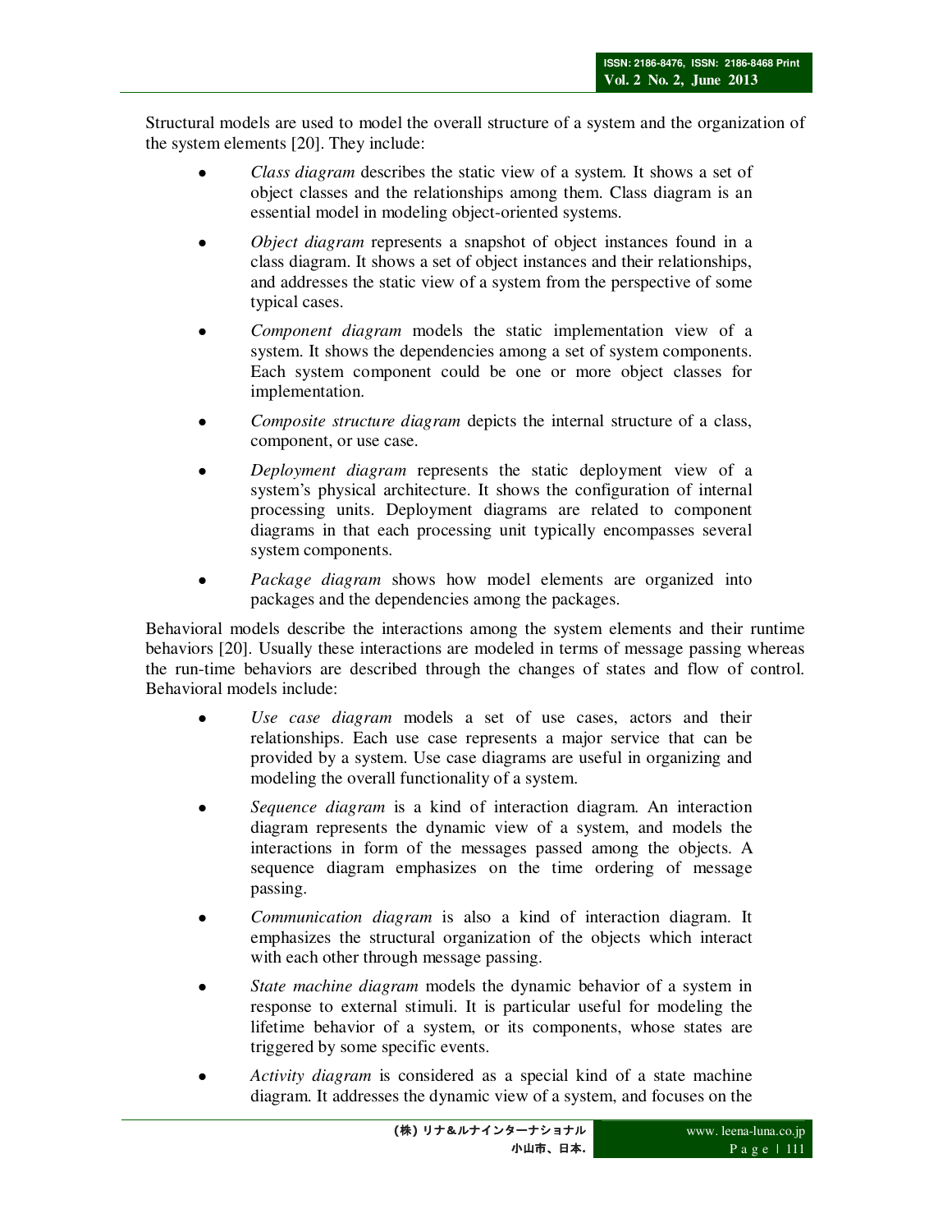Structural models are used to model the overall structure of a system and the organization of the system elements [20]. They include:

- *Class diagram* describes the static view of a system. It shows a set of object classes and the relationships among them. Class diagram is an essential model in modeling object-oriented systems.
- *Object diagram* represents a snapshot of object instances found in a class diagram. It shows a set of object instances and their relationships, and addresses the static view of a system from the perspective of some typical cases.
- *Component diagram* models the static implementation view of a system. It shows the dependencies among a set of system components. Each system component could be one or more object classes for implementation.
- *Composite structure diagram* depicts the internal structure of a class, component, or use case.
- *Deployment diagram* represents the static deployment view of a system's physical architecture. It shows the configuration of internal processing units. Deployment diagrams are related to component diagrams in that each processing unit typically encompasses several system components.
- *Package diagram* shows how model elements are organized into packages and the dependencies among the packages.

Behavioral models describe the interactions among the system elements and their runtime behaviors [20]. Usually these interactions are modeled in terms of message passing whereas the run-time behaviors are described through the changes of states and flow of control. Behavioral models include:

- *Use case diagram* models a set of use cases, actors and their relationships. Each use case represents a major service that can be provided by a system. Use case diagrams are useful in organizing and modeling the overall functionality of a system.
- *Sequence diagram* is a kind of interaction diagram. An interaction diagram represents the dynamic view of a system, and models the interactions in form of the messages passed among the objects. A sequence diagram emphasizes on the time ordering of message passing.
- *Communication diagram* is also a kind of interaction diagram. It emphasizes the structural organization of the objects which interact with each other through message passing.
- *State machine diagram* models the dynamic behavior of a system in response to external stimuli. It is particular useful for modeling the lifetime behavior of a system, or its components, whose states are triggered by some specific events.
- *Activity diagram* is considered as a special kind of a state machine diagram. It addresses the dynamic view of a system, and focuses on the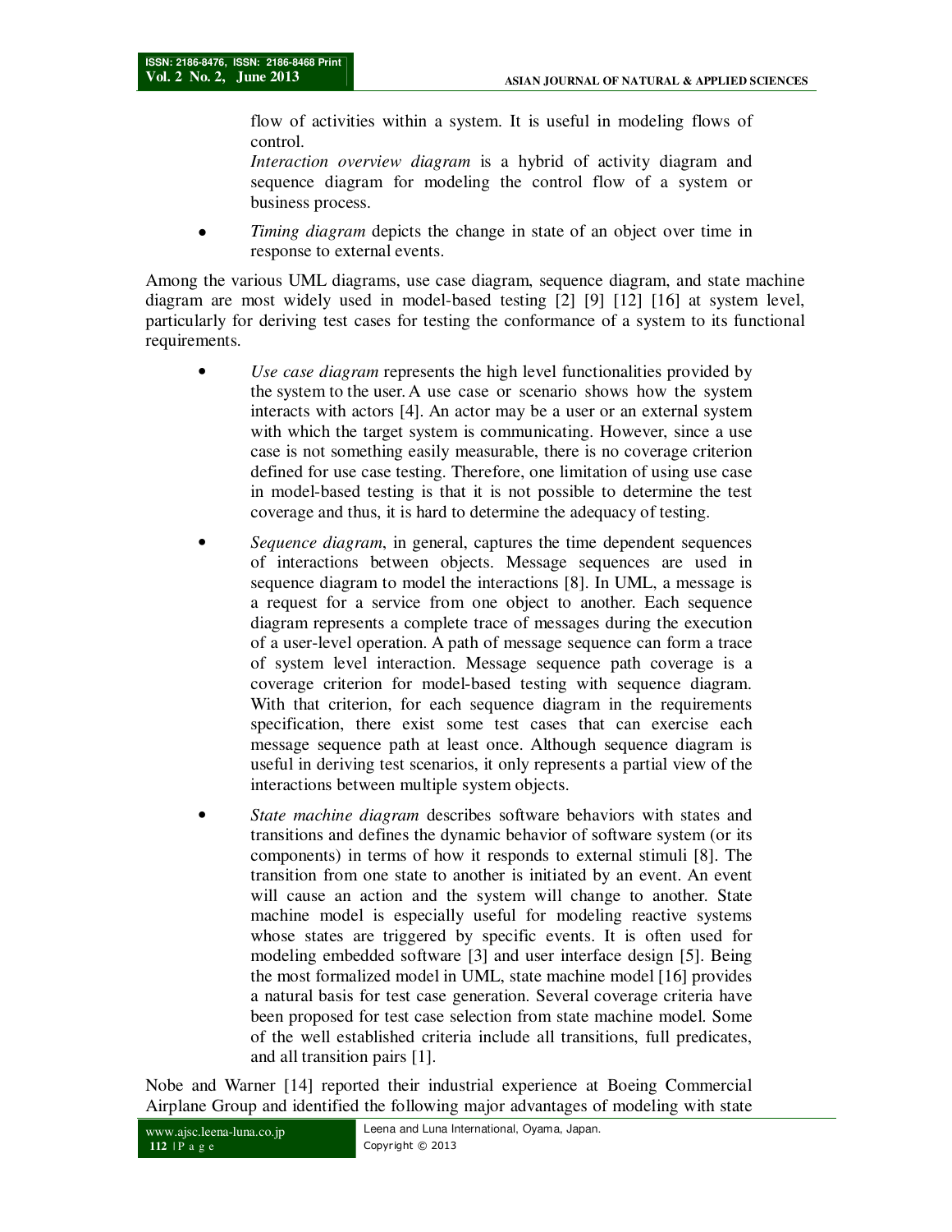flow of activities within a system. It is useful in modeling flows of control.

*Interaction overview diagram* is a hybrid of activity diagram and sequence diagram for modeling the control flow of a system or business process.

- *Timing diagram* depicts the change in state of an object over time in response to external events.

Among the various UML diagrams, use case diagram, sequence diagram, and state machine diagram are most widely used in model-based testing [2] [9] [12] [16] at system level, particularly for deriving test cases for testing the conformance of a system to its functional requirements.

- *Use case diagram* represents the high level functionalities provided by the system to the user. A use case or scenario shows how the system interacts with actors [4]. An actor may be a user or an external system with which the target system is communicating. However, since a use case is not something easily measurable, there is no coverage criterion defined for use case testing. Therefore, one limitation of using use case in model-based testing is that it is not possible to determine the test coverage and thus, it is hard to determine the adequacy of testing.
- *Sequence diagram*, in general, captures the time dependent sequences of interactions between objects. Message sequences are used in sequence diagram to model the interactions [8]. In UML, a message is a request for a service from one object to another. Each sequence diagram represents a complete trace of messages during the execution of a user-level operation. A path of message sequence can form a trace of system level interaction. Message sequence path coverage is a coverage criterion for model-based testing with sequence diagram. With that criterion, for each sequence diagram in the requirements specification, there exist some test cases that can exercise each message sequence path at least once. Although sequence diagram is useful in deriving test scenarios, it only represents a partial view of the interactions between multiple system objects.
- *State machine diagram* describes software behaviors with states and transitions and defines the dynamic behavior of software system (or its components) in terms of how it responds to external stimuli [8]. The transition from one state to another is initiated by an event. An event will cause an action and the system will change to another. State machine model is especially useful for modeling reactive systems whose states are triggered by specific events. It is often used for modeling embedded software [3] and user interface design [5]. Being the most formalized model in UML, state machine model [16] provides a natural basis for test case generation. Several coverage criteria have been proposed for test case selection from state machine model. Some of the well established criteria include all transitions, full predicates, and all transition pairs [1].

Nobe and Warner [14] reported their industrial experience at Boeing Commercial Airplane Group and identified the following major advantages of modeling with state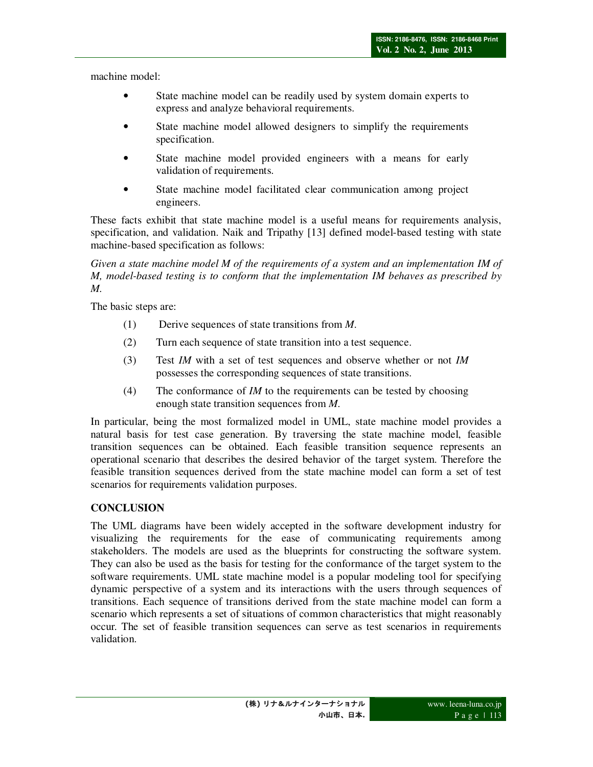machine model:

- State machine model can be readily used by system domain experts to express and analyze behavioral requirements.
- State machine model allowed designers to simplify the requirements specification.
- State machine model provided engineers with a means for early validation of requirements.
- State machine model facilitated clear communication among project engineers.

These facts exhibit that state machine model is a useful means for requirements analysis, specification, and validation. Naik and Tripathy [13] defined model-based testing with state machine-based specification as follows:

*Given a state machine model M of the requirements of a system and an implementation IM of M, model-based testing is to conform that the implementation IM behaves as prescribed by M.*

The basic steps are:

(1) Derive sequences of state transitions from *M*.

(2) Turn each sequence of state transition into a test sequence.

(3) Test *IM* with a set of test sequences and observe whether or not *IM* possesses the corresponding sequences of state transitions.

(4) The conformance of *IM* to the requirements can be tested by choosing enough state transition sequences from *M*.

In particular, being the most formalized model in UML, state machine model provides a natural basis for test case generation. By traversing the state machine model, feasible transition sequences can be obtained. Each feasible transition sequence represents an operational scenario that describes the desired behavior of the target system. Therefore the feasible transition sequences derived from the state machine model can form a set of test scenarios for requirements validation purposes.

## CONCLUSION

The UML diagrams have been widely accepted in the software development industry for visualizing the requirements for the ease of communicating requirements among stakeholders. The models are used as the blueprints for constructing the software system. They can also be used as the basis for testing for the conformance of the target system to the software requirements. UML state machine model is a popular modeling tool for specifying dynamic perspective of a system and its interactions with the users through sequences of transitions. Each sequence of transitions derived from the state machine model can form a scenario which represents a set of situations of common characteristics that might reasonably occur. The set of feasible transition sequences can serve as test scenarios in requirements validation.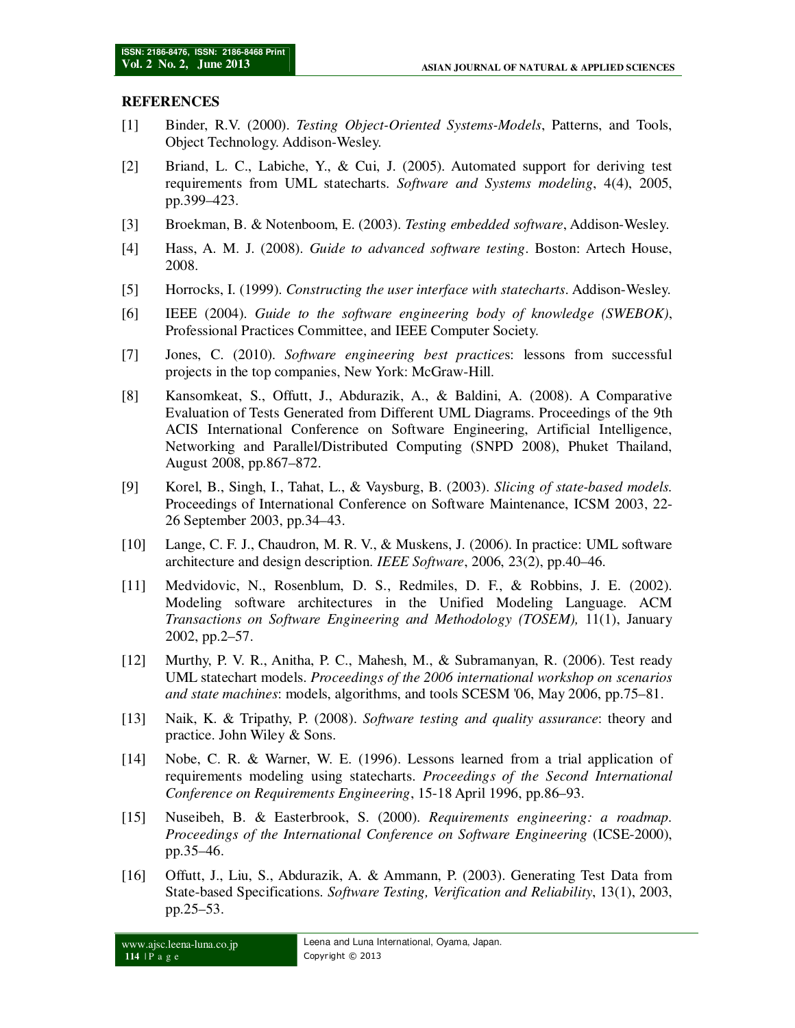**REFERENCES**

[1] Binder, R.V. (2000). *Testing Object-Oriented Systems-Models*, Patterns, and Tools, Object Technology. Addison-Wesley.

[2] Briand, L. C., Labiche, Y., & Cui, J. (2005). Automated support for deriving test requirements from UML statecharts. *Software and Systems modeling*, 4(4), 2005, pp.399–423.

[3] Broekman, B. & Notenboom, E. (2003). *Testing embedded software*, Addison-Wesley.

[4] Hass, A. M. J. (2008). *Guide to advanced software testing*. Boston: Artech House, 2008.

[5] Horrocks, I. (1999). *Constructing the user interface with statecharts*. Addison-Wesley.

[6] IEEE (2004). *Guide to the software engineering body of knowledge (SWEBOK)*, Professional Practices Committee, and IEEE Computer Society.

[7] Jones, C. (2010). *Software engineering best practice*s: lessons from successful projects in the top companies, New York: McGraw-Hill.

[8] Kansomkeat, S., Offutt, J., Abdurazik, A., & Baldini, A. (2008). A Comparative Evaluation of Tests Generated from Different UML Diagrams. Proceedings of the 9th ACIS International Conference on Software Engineering, Artificial Intelligence, Networking and Parallel/Distributed Computing (SNPD 2008), Phuket Thailand, August 2008, pp.867–872.

[9] Korel, B., Singh, I., Tahat, L., & Vaysburg, B. (2003). *Slicing of state-based models.* Proceedings of International Conference on Software Maintenance, ICSM 2003, 22-26 September 2003, pp.34–43.

[10] Lange, C. F. J., Chaudron, M. R. V., & Muskens, J. (2006). In practice: UML software architecture and design description. *IEEE Software*, 2006, 23(2), pp.40–46.

[11] Medvidovic, N., Rosenblum, D. S., Redmiles, D. F., & Robbins, J. E. (2002). Modeling software architectures in the Unified Modeling Language. ACM *Transactions on Software Engineering and Methodology (TOSEM),* 11(1), January 2002, pp.2–57.

[12] Murthy, P. V. R., Anitha, P. C., Mahesh, M., & Subramanyan, R. (2006). Test ready UML statechart models. *Proceedings of the 2006 international workshop on scenarios and state machines*: models, algorithms, and tools SCESM '06, May 2006, pp.75–81.

[13] Naik, K. & Tripathy, P. (2008). *Software testing and quality assurance*: theory and practice. John Wiley & Sons.

[14] Nobe, C. R. & Warner, W. E. (1996). Lessons learned from a trial application of requirements modeling using statecharts. *Proceedings of the Second International Conference on Requirements Engineering*, 15-18 April 1996, pp.86–93.

[15] Nuseibeh, B. & Easterbrook, S. (2000). *Requirements engineering: a roadmap*. *Proceedings of the International Conference on Software Engineering* (ICSE-2000), pp.35–46.

[16] Offutt, J., Liu, S., Abdurazik, A. & Ammann, P. (2003). Generating Test Data from State-based Specifications. *Software Testing, Verification and Reliability*, 13(1), 2003, pp.25–53.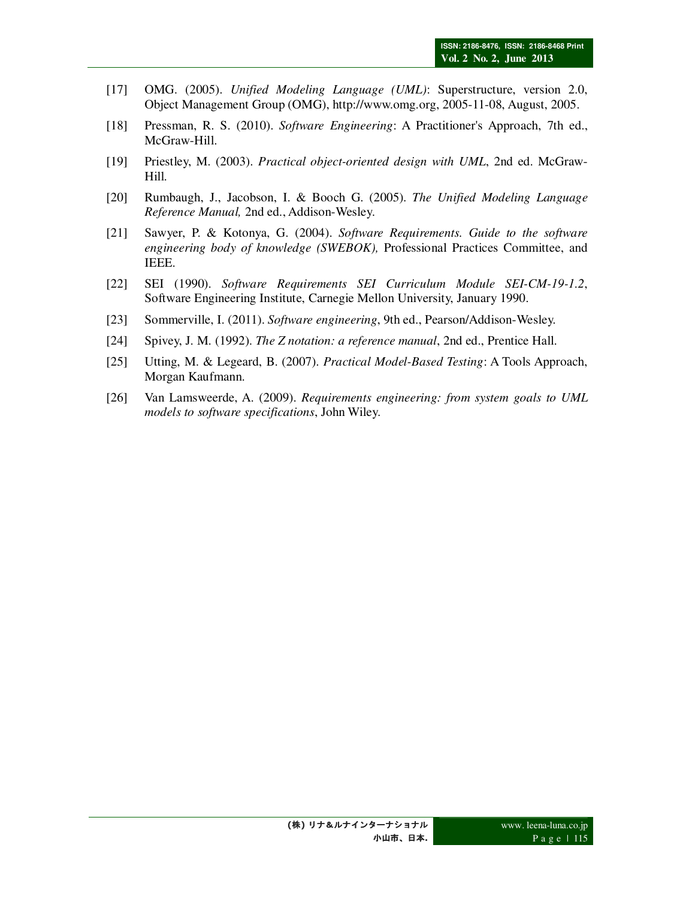[17] OMG. (2005). *Unified Modeling Language (UML)*: Superstructure, version 2.0, Object Management Group (OMG), http://www.omg.org, 2005-11-08, August, 2005.

[18] Pressman, R. S. (2010). *Software Engineering*: A Practitioner's Approach, 7th ed., McGraw-Hill.

[19] Priestley, M. (2003). *Practical object-oriented design with UML*, 2nd ed. McGraw-Hill.

[20] Rumbaugh, J., Jacobson, I. & Booch G. (2005). *The Unified Modeling Language Reference Manual,* 2nd ed., Addison-Wesley.

[21] Sawyer, P. & Kotonya, G. (2004). *Software Requirements. Guide to the software engineering body of knowledge (SWEBOK),* Professional Practices Committee, and IEEE.

[22] SEI (1990). *Software Requirements SEI Curriculum Module SEI-CM-19-1.2*, Software Engineering Institute, Carnegie Mellon University, January 1990.

[23] Sommerville, I. (2011). *Software engineering*, 9th ed., Pearson/Addison-Wesley.

[24] Spivey, J. M. (1992). *The Z notation: a reference manual*, 2nd ed., Prentice Hall.

[25] Utting, M. & Legeard, B. (2007). *Practical Model-Based Testing*: A Tools Approach, Morgan Kaufmann.

[26] Van Lamsweerde, A. (2009). *Requirements engineering: from system goals to UML models to software specifications*, John Wiley.